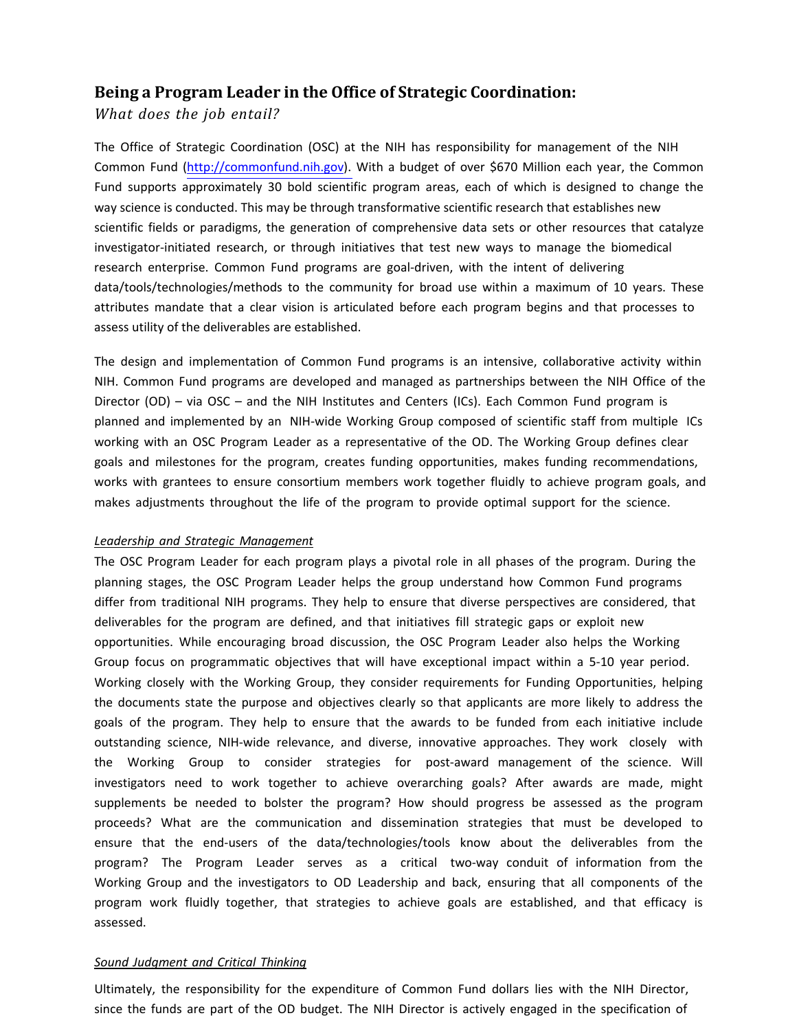# Being a Program Leader in the Office of Strategic Coordination:

*What does the job entail?*

The Office of Strategic Coordination (OSC) at the NIH has responsibility for management of the NIH Common Fund (http://commonfund.nih.gov). With a budget of over $670 Million each year, the Common Fund supports approximately 30 bold scientific program areas, each of which is designed to change the way science is conducted. This may be through transformative scientific research that establishes new scientific fields or paradigms, the generation of comprehensive data sets or other resources that catalyze investigator-initiated research, or through initiatives that test new ways to manage the biomedical research enterprise. Common Fund programs are goal-driven, with the intent of delivering data/tools/technologies/methods to the community for broad use within a maximum of 10 years. These attributes mandate that a clear vision is articulated before each program begins and that processes to assess utility of the deliverables are established.

The design and implementation of Common Fund programs is an intensive, collaborative activity within NIH. Common Fund programs are developed and managed as partnerships between the NIH Office of the Director (OD) – via OSC – and the NIH Institutes and Centers (ICs). Each Common Fund program is planned and implemented by an NIH-wide Working Group composed of scientific staff from multiple ICs working with an OSC Program Leader as a representative of the OD. The Working Group defines clear goals and milestones for the program, creates funding opportunities, makes funding recommendations, works with grantees to ensure consortium members work together fluidly to achieve program goals, and makes adjustments throughout the life of the program to provide optimal support for the science.

*Leadership and Strategic Management*

The OSC Program Leader for each program plays a pivotal role in all phases of the program. During the planning stages, the OSC Program Leader helps the group understand how Common Fund programs differ from traditional NIH programs. They help to ensure that diverse perspectives are considered, that deliverables for the program are defined, and that initiatives fill strategic gaps or exploit new opportunities. While encouraging broad discussion, the OSC Program Leader also helps the Working Group focus on programmatic objectives that will have exceptional impact within a 5-10 year period. Working closely with the Working Group, they consider requirements for Funding Opportunities, helping the documents state the purpose and objectives clearly so that applicants are more likely to address the goals of the program. They help to ensure that the awards to be funded from each initiative include outstanding science, NIH-wide relevance, and diverse, innovative approaches. They work closely with the Working Group to consider strategies for post-award management of the science. Will investigators need to work together to achieve overarching goals? After awards are made, might supplements be needed to bolster the program? How should progress be assessed as the program proceeds? What are the communication and dissemination strategies that must be developed to ensure that the end-users of the data/technologies/tools know about the deliverables from the program? The Program Leader serves as a critical two-way conduit of information from the Working Group and the investigators to OD Leadership and back, ensuring that all components of the program work fluidly together, that strategies to achieve goals are established, and that efficacy is assessed.

*Sound Judgment and Critical Thinking*

Ultimately, the responsibility for the expenditure of Common Fund dollars lies with the NIH Director, since the funds are part of the OD budget. The NIH Director is actively engaged in the specification of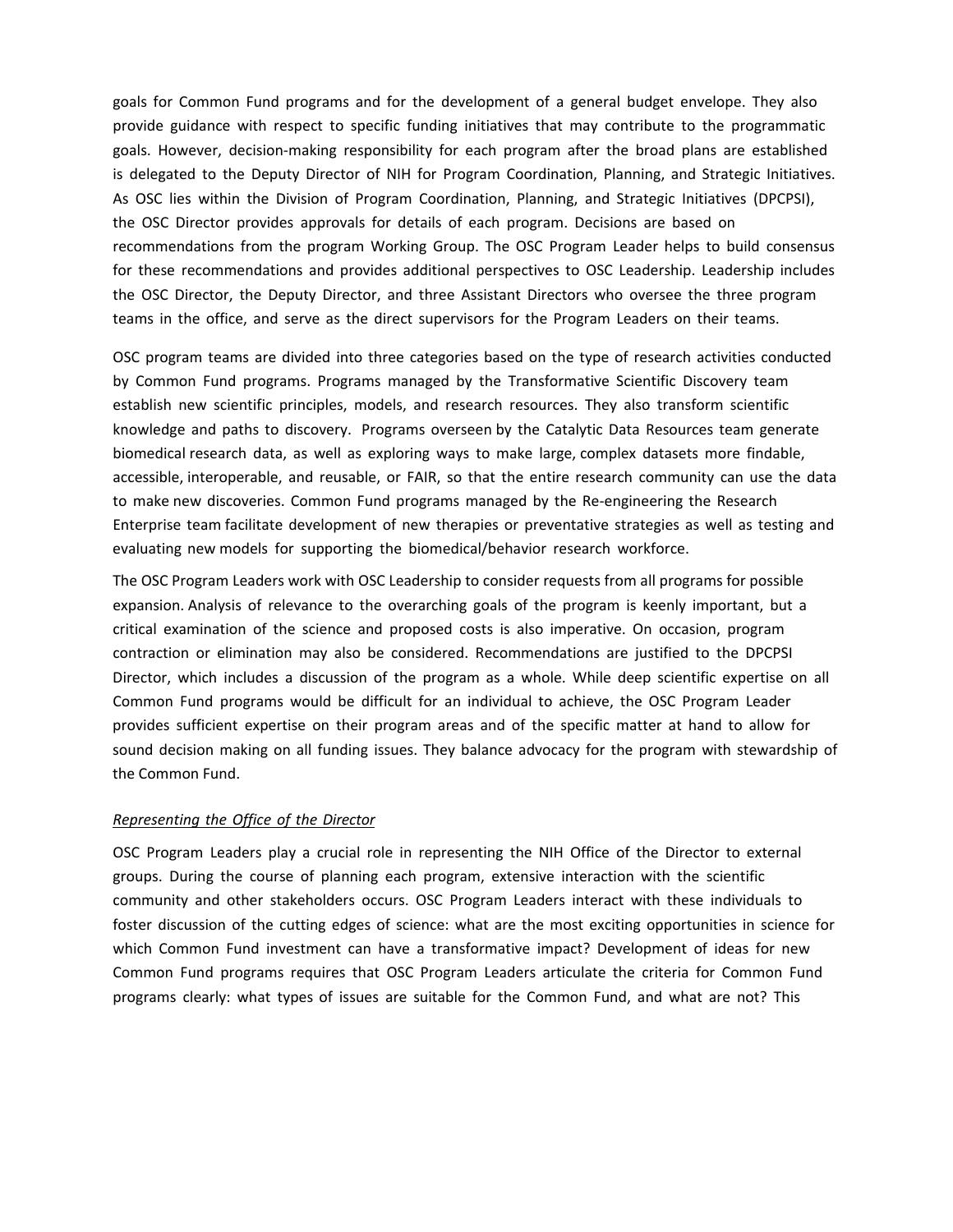goals for Common Fund programs and for the development of a general budget envelope. They also provide guidance with respect to specific funding initiatives that may contribute to the programmatic goals. However, decision-making responsibility for each program after the broad plans are established is delegated to the Deputy Director of NIH for Program Coordination, Planning, and Strategic Initiatives. As OSC lies within the Division of Program Coordination, Planning, and Strategic Initiatives (DPCPSI), the OSC Director provides approvals for details of each program. Decisions are based on recommendations from the program Working Group. The OSC Program Leader helps to build consensus for these recommendations and provides additional perspectives to OSC Leadership. Leadership includes the OSC Director, the Deputy Director, and three Assistant Directors who oversee the three program teams in the office, and serve as the direct supervisors for the Program Leaders on their teams.

OSC program teams are divided into three categories based on the type of research activities conducted by Common Fund programs. Programs managed by the Transformative Scientific Discovery team establish new scientific principles, models, and research resources. They also transform scientific knowledge and paths to discovery. Programs overseen by the Catalytic Data Resources team generate biomedical research data, as well as exploring ways to make large, complex datasets more findable, accessible, interoperable, and reusable, or FAIR, so that the entire research community can use the data to make new discoveries. Common Fund programs managed by the Re-engineering the Research Enterprise team facilitate development of new therapies or preventative strategies as well as testing and evaluating new models for supporting the biomedical/behavior research workforce.

The OSC Program Leaders work with OSC Leadership to consider requests from all programs for possible expansion. Analysis of relevance to the overarching goals of the program is keenly important, but a critical examination of the science and proposed costs is also imperative. On occasion, program contraction or elimination may also be considered. Recommendations are justified to the DPCPSI Director, which includes a discussion of the program as a whole. While deep scientific expertise on all Common Fund programs would be difficult for an individual to achieve, the OSC Program Leader provides sufficient expertise on their program areas and of the specific matter at hand to allow for sound decision making on all funding issues. They balance advocacy for the program with stewardship of the Common Fund.

*Representing the Office of the Director*

OSC Program Leaders play a crucial role in representing the NIH Office of the Director to external groups. During the course of planning each program, extensive interaction with the scientific community and other stakeholders occurs. OSC Program Leaders interact with these individuals to foster discussion of the cutting edges of science: what are the most exciting opportunities in science for which Common Fund investment can have a transformative impact? Development of ideas for new Common Fund programs requires that OSC Program Leaders articulate the criteria for Common Fund programs clearly: what types of issues are suitable for the Common Fund, and what are not? This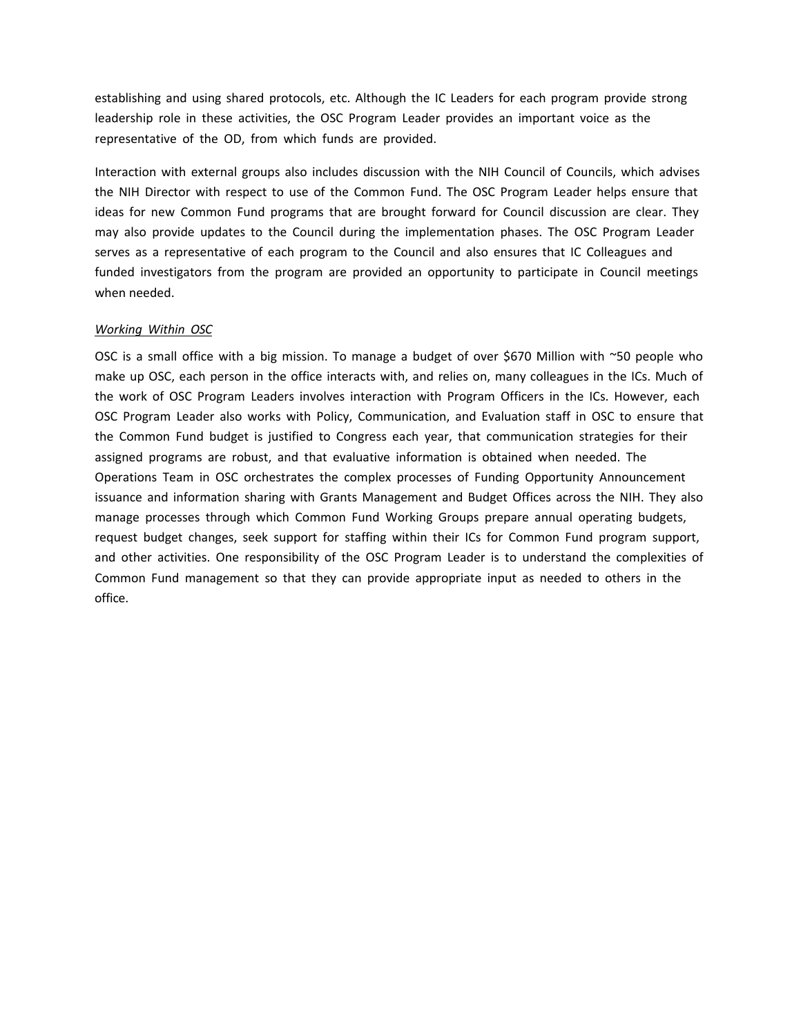establishing and using shared protocols, etc. Although the IC Leaders for each program provide strong leadership role in these activities, the OSC Program Leader provides an important voice as the representative of the OD, from which funds are provided.

Interaction with external groups also includes discussion with the NIH Council of Councils, which advises the NIH Director with respect to use of the Common Fund. The OSC Program Leader helps ensure that ideas for new Common Fund programs that are brought forward for Council discussion are clear. They may also provide updates to the Council during the implementation phases. The OSC Program Leader serves as a representative of each program to the Council and also ensures that IC Colleagues and funded investigators from the program are provided an opportunity to participate in Council meetings when needed.

*Working Within OSC*

OSC is a small office with a big mission. To manage a budget of over $670 Million with ~50 people who make up OSC, each person in the office interacts with, and relies on, many colleagues in the ICs. Much of the work of OSC Program Leaders involves interaction with Program Officers in the ICs. However, each OSC Program Leader also works with Policy, Communication, and Evaluation staff in OSC to ensure that the Common Fund budget is justified to Congress each year, that communication strategies for their assigned programs are robust, and that evaluative information is obtained when needed. The Operations Team in OSC orchestrates the complex processes of Funding Opportunity Announcement issuance and information sharing with Grants Management and Budget Offices across the NIH. They also manage processes through which Common Fund Working Groups prepare annual operating budgets, request budget changes, seek support for staffing within their ICs for Common Fund program support, and other activities. One responsibility of the OSC Program Leader is to understand the complexities of Common Fund management so that they can provide appropriate input as needed to others in the office.